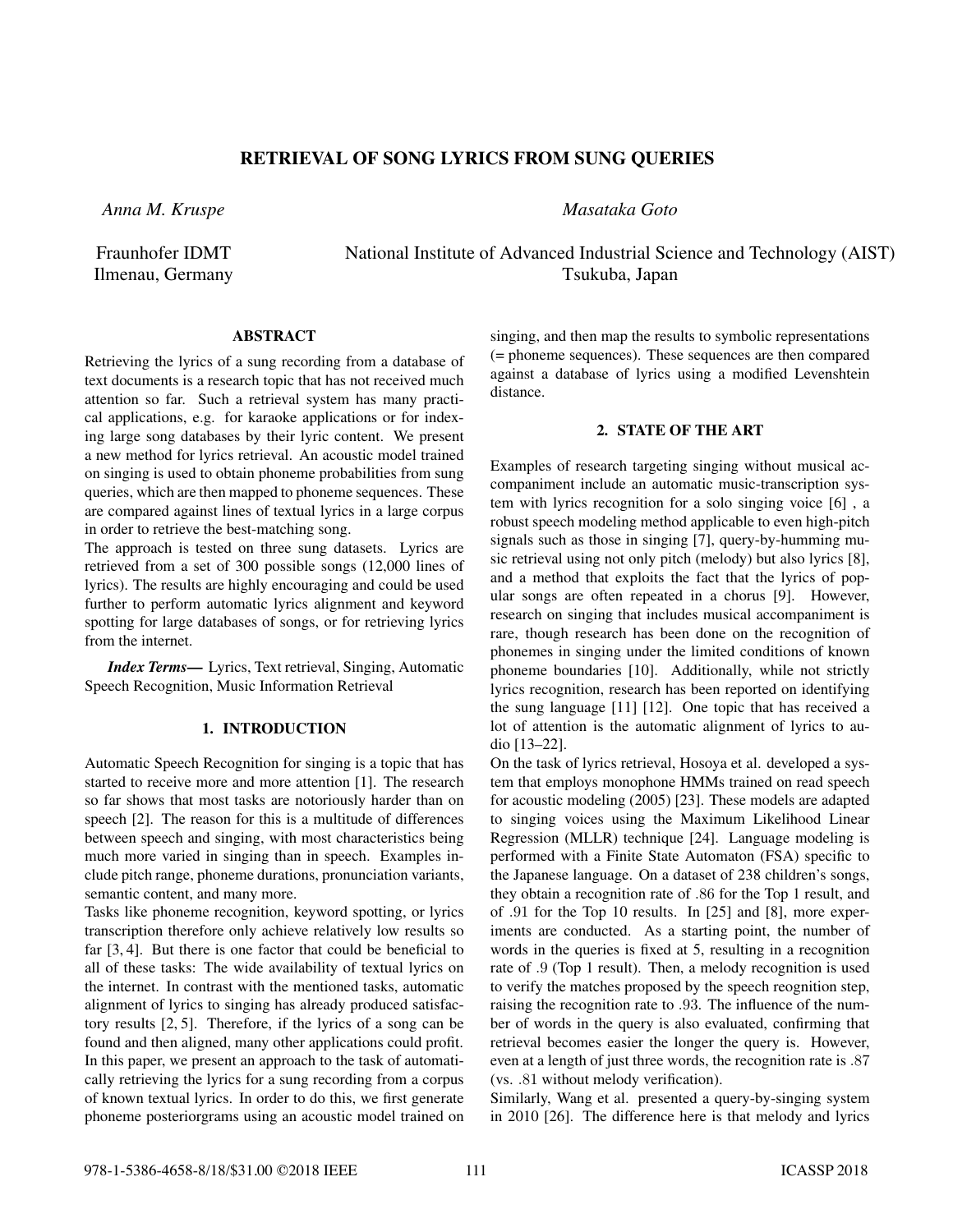# RETRIEVAL OF SONG LYRICS FROM SUNG QUERIES

*Anna M. Kruspe*

Fraunhofer IDMT
Ilmenau, Germany

*Masataka Goto*

National Institute of Advanced Industrial Science and Technology (AIST)
Tsukuba, Japan

## ABSTRACT

Retrieving the lyrics of a sung recording from a database of text documents is a research topic that has not received much attention so far. Such a retrieval system has many practical applications, e.g. for karaoke applications or for indexing large song databases by their lyric content. We present a new method for lyrics retrieval. An acoustic model trained on singing is used to obtain phoneme probabilities from sung queries, which are then mapped to phoneme sequences. These are compared against lines of textual lyrics in a large corpus in order to retrieve the best-matching song.

The approach is tested on three sung datasets. Lyrics are retrieved from a set of 300 possible songs (12,000 lines of lyrics). The results are highly encouraging and could be used further to perform automatic lyrics alignment and keyword spotting for large databases of songs, or for retrieving lyrics from the internet.

***Index Terms***— Lyrics, Text retrieval, Singing, Automatic Speech Recognition, Music Information Retrieval

## 1. INTRODUCTION

Automatic Speech Recognition for singing is a topic that has started to receive more and more attention [1]. The research so far shows that most tasks are notoriously harder than on speech [2]. The reason for this is a multitude of differences between speech and singing, with most characteristics being much more varied in singing than in speech. Examples include pitch range, phoneme durations, pronunciation variants, semantic content, and many more.

Tasks like phoneme recognition, keyword spotting, or lyrics transcription therefore only achieve relatively low results so far [3, 4]. But there is one factor that could be beneficial to all of these tasks: The wide availability of textual lyrics on the internet. In contrast with the mentioned tasks, automatic alignment of lyrics to singing has already produced satisfactory results [2, 5]. Therefore, if the lyrics of a song can be found and then aligned, many other applications could profit. In this paper, we present an approach to the task of automatically retrieving the lyrics for a sung recording from a corpus of known textual lyrics. In order to do this, we first generate phoneme posteriorgrams using an acoustic model trained on singing, and then map the results to symbolic representations (= phoneme sequences). These sequences are then compared against a database of lyrics using a modified Levenshtein distance.

## 2. STATE OF THE ART

Examples of research targeting singing without musical accompaniment include an automatic music-transcription system with lyrics recognition for a solo singing voice [6] , a robust speech modeling method applicable to even high-pitch signals such as those in singing [7], query-by-humming music retrieval using not only pitch (melody) but also lyrics [8], and a method that exploits the fact that the lyrics of popular songs are often repeated in a chorus [9]. However, research on singing that includes musical accompaniment is rare, though research has been done on the recognition of phonemes in singing under the limited conditions of known phoneme boundaries [10]. Additionally, while not strictly lyrics recognition, research has been reported on identifying the sung language [11] [12]. One topic that has received a lot of attention is the automatic alignment of lyrics to audio [13–22].

On the task of lyrics retrieval, Hosoya et al. developed a system that employs monophone HMMs trained on read speech for acoustic modeling (2005) [23]. These models are adapted to singing voices using the Maximum Likelihood Linear Regression (MLLR) technique [24]. Language modeling is performed with a Finite State Automaton (FSA) specific to the Japanese language. On a dataset of 238 children's songs, they obtain a recognition rate of $.86$ for the Top 1 result, and of $.91$ for the Top 10 results. In [25] and [8], more experiments are conducted. As a starting point, the number of words in the queries is fixed at 5, resulting in a recognition rate of $.9$ (Top 1 result). Then, a melody recognition is used to verify the matches proposed by the speech reognition step, raising the recognition rate to $.93$. The influence of the number of words in the query is also evaluated, confirming that retrieval becomes easier the longer the query is. However, even at a length of just three words, the recognition rate is $.87$ (vs. $.81$ without melody verification).

Similarly, Wang et al. presented a query-by-singing system in 2010 [26]. The difference here is that melody and lyrics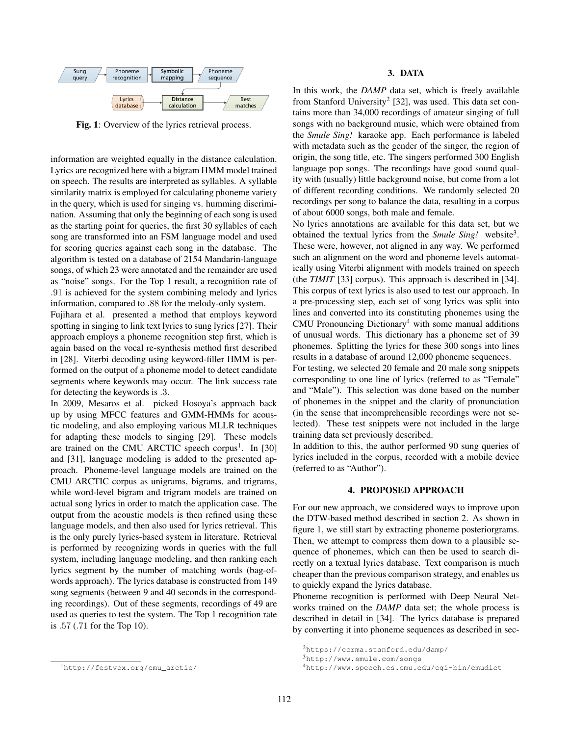Fig. 1: Overview of the lyrics retrieval process.

information are weighted equally in the distance calculation. Lyrics are recognized here with a bigram HMM model trained on speech. The results are interpreted as syllables. A syllable similarity matrix is employed for calculating phoneme variety in the query, which is used for singing vs. humming discrimination. Assuming that only the beginning of each song is used as the starting point for queries, the first 30 syllables of each song are transformed into an FSM language model and used for scoring queries against each song in the database. The algorithm is tested on a database of 2154 Mandarin-language songs, of which 23 were annotated and the remainder are used as "noise" songs. For the Top 1 result, a recognition rate of .91 is achieved for the system combining melody and lyrics information, compared to .88 for the melody-only system.

Fujihara et al. presented a method that employs keyword spotting in singing to link text lyrics to sung lyrics [27]. Their approach employs a phoneme recognition step first, which is again based on the vocal re-synthesis method first described in [28]. Viterbi decoding using keyword-filler HMM is performed on the output of a phoneme model to detect candidate segments where keywords may occur. The link success rate for detecting the keywords is .3.

In 2009, Mesaros et al. picked Hosoya's approach back up by using MFCC features and GMM-HMMs for acoustic modeling, and also employing various MLLR techniques for adapting these models to singing [29]. These models are trained on the CMU ARCTIC speech corpus[1]. In [30] and [31], language modeling is added to the presented approach. Phoneme-level language models are trained on the CMU ARCTIC corpus as unigrams, bigrams, and trigrams, while word-level bigram and trigram models are trained on actual song lyrics in order to match the application case. The output from the acoustic models is then refined using these language models, and then also used for lyrics retrieval. This is the only purely lyrics-based system in literature. Retrieval is performed by recognizing words in queries with the full system, including language modeling, and then ranking each lyrics segment by the number of matching words (bag-of-words approach). The lyrics database is constructed from 149 song segments (between 9 and 40 seconds in the corresponding recordings). Out of these segments, recordings of 49 are used as queries to test the system. The Top 1 recognition rate is .57 (.71 for the Top 10).

[1] http://festvox.org/cmu_arctic/

## 3. DATA

In this work, the *DAMP* data set, which is freely available from Stanford University[2] [32], was used. This data set contains more than 34,000 recordings of amateur singing of full songs with no background music, which were obtained from the *Smule Sing!* karaoke app. Each performance is labeled with metadata such as the gender of the singer, the region of origin, the song title, etc. The singers performed 300 English language pop songs. The recordings have good sound quality with (usually) little background noise, but come from a lot of different recording conditions. We randomly selected 20 recordings per song to balance the data, resulting in a corpus of about 6000 songs, both male and female.

No lyrics annotations are available for this data set, but we obtained the textual lyrics from the *Smule Sing!* website[3]. These were, however, not aligned in any way. We performed such an alignment on the word and phoneme levels automatically using Viterbi alignment with models trained on speech (the *TIMIT* [33] corpus). This approach is described in [34]. This corpus of text lyrics is also used to test our approach. In a pre-processing step, each set of song lyrics was split into lines and converted into its constituting phonemes using the CMU Pronouncing Dictionary[4] with some manual additions of unusual words. This dictionary has a phoneme set of 39 phonemes. Splitting the lyrics for these 300 songs into lines results in a database of around 12,000 phoneme sequences.

For testing, we selected 20 female and 20 male song snippets corresponding to one line of lyrics (referred to as "Female" and "Male"). This selection was done based on the number of phonemes in the snippet and the clarity of pronunciation (in the sense that incomprehensible recordings were not selected). These test snippets were not included in the large training data set previously described.

In addition to this, the author performed 90 sung queries of lyrics included in the corpus, recorded with a mobile device (referred to as "Author").

## 4. PROPOSED APPROACH

For our new approach, we considered ways to improve upon the DTW-based method described in section 2. As shown in figure 1, we still start by extracting phoneme posteriorgrams. Then, we attempt to compress them down to a plausible sequence of phonemes, which can then be used to search directly on a textual lyrics database. Text comparison is much cheaper than the previous comparison strategy, and enables us to quickly expand the lyrics database.

Phoneme recognition is performed with Deep Neural Networks trained on the *DAMP* data set; the whole process is described in detail in [34]. The lyrics database is prepared by converting it into phoneme sequences as described in sec-

[2] https://ccrma.stanford.edu/damp/

[3] http://www.smule.com/songs

[4] http://www.speech.cs.cmu.edu/cgi-bin/cmudict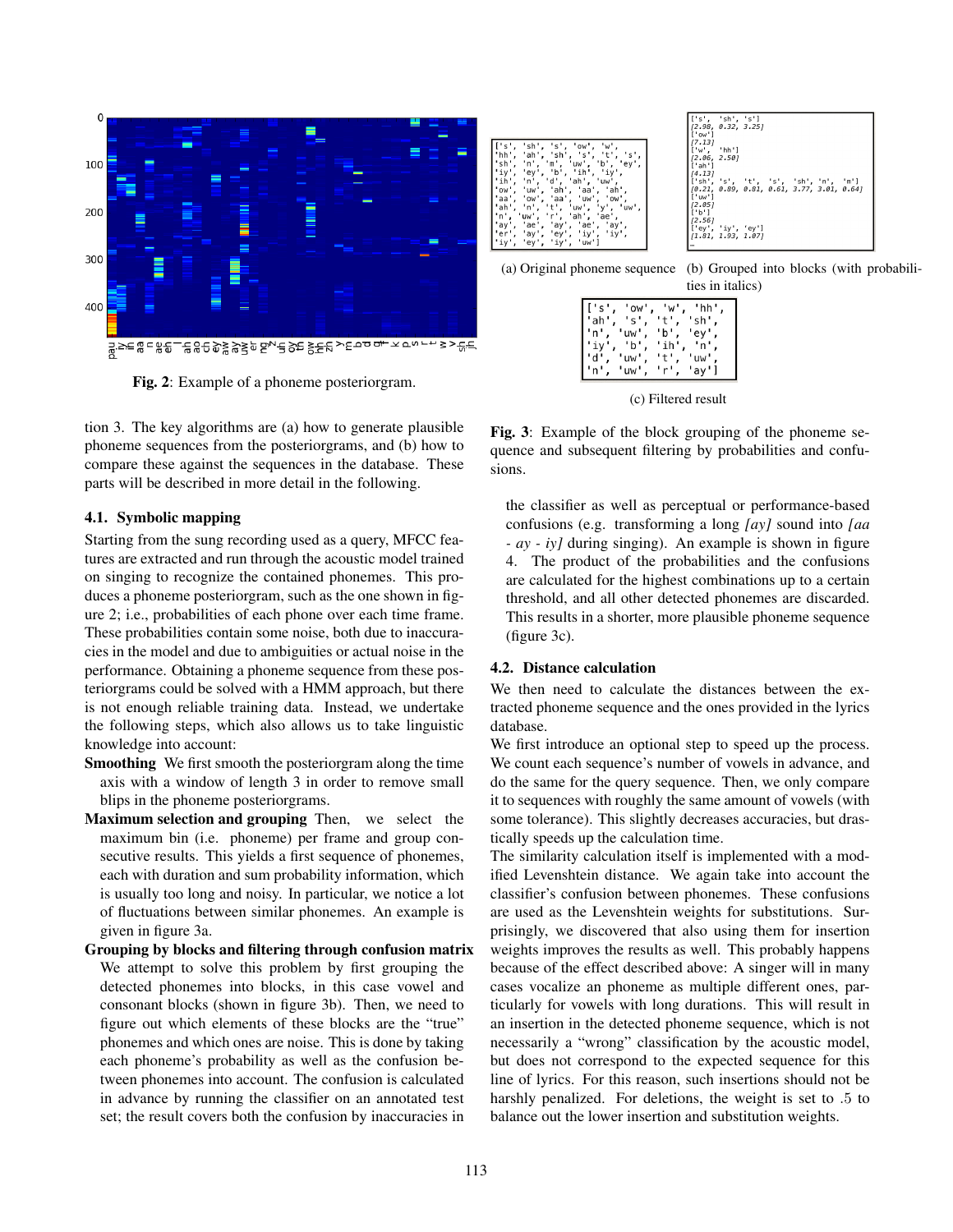0
100
200
300
400

pau iy ih aa n ae eh l ah ao ch ey aw ay uw er ng z uh oy th ow hh zh y m b d g f k p s r t w v sh jh

**Fig. 2**: Example of a phoneme posteriorgram.

tion 3. The key algorithms are (a) how to generate plausible phoneme sequences from the posteriorgrams, and (b) how to compare these against the sequences in the database. These parts will be described in more detail in the following.

### 4.1. Symbolic mapping

Starting from the sung recording used as a query, MFCC features are extracted and run through the acoustic model trained on singing to recognize the contained phonemes. This produces a phoneme posteriorgram, such as the one shown in figure 2; i.e., probabilities of each phone over each time frame. These probabilities contain some noise, both due to inaccuracies in the model and due to ambiguities or actual noise in the performance. Obtaining a phoneme sequence from these posteriorgrams could be solved with a HMM approach, but there is not enough reliable training data. Instead, we undertake the following steps, which also allows us to take linguistic knowledge into account:

**Smoothing** We first smooth the posteriorgram along the time axis with a window of length 3 in order to remove small blips in the phoneme posteriorgrams.

**Maximum selection and grouping** Then, we select the maximum bin (i.e. phoneme) per frame and group consecutive results. This yields a first sequence of phonemes, each with duration and sum probability information, which is usually too long and noisy. In particular, we notice a lot of fluctuations between similar phonemes. An example is given in figure 3a.

**Grouping by blocks and filtering through confusion matrix** We attempt to solve this problem by first grouping the detected phonemes into blocks, in this case vowel and consonant blocks (shown in figure 3b). Then, we need to figure out which elements of these blocks are the "true" phonemes and which ones are noise. This is done by taking each phoneme's probability as well as the confusion between phonemes into account. The confusion is calculated in advance by running the classifier on an annotated test set; the result covers both the confusion by inaccuracies in

```
['s', 'sh', 's', 'ow', 'w',
'hh', 'ah', 'sh', 's', 't', 's',
'sh', 'n', 'm', 'uw', 'b', 'ey',
'iy', 'ey', 'b', 'ih', 'iy',
'ih', 'n', 'd', 'ah', 'uw',
'ow', 'uw', 'ah', 'aa', 'ah',
'aa', 'ow', 'aa', 'uw', 'ow',
'ah', 'n', 't', 'uw', 'y', 'uw',
'n', 'uw', 'r', 'ah', 'ae',
'ay', 'ae', 'ay', 'ae', 'ay',
'er', 'ay', 'ey', 'iy', 'iy',
'iy', 'ey', 'iy', 'uw']
```

(a) Original phoneme sequence

```
['s', 'sh', 's']
[2.98, 0.32, 3.25]
['ow']
[7.13]
['w', 'hh']
[2.06, 2.50]
['ah']
[4.13]
['sh', 's', 't', 's', 'sh', 'n', 'm']
[0.21, 0.89, 0.81, 0.61, 3.77, 3.01, 0.64]
['uw']
[2.05]
['b']
[2.56]
['ey', 'iy', 'ey']
[1.81, 1.93, 1.07]
…
```

(b) Grouped into blocks (with probabilities in italics)

```
['s', 'ow', 'w', 'hh',
'ah', 's', 't', 'sh',
'n', 'uw', 'b', 'ey',
'iy', 'b', 'ih', 'n',
'd', 'uw', 't', 'uw',
'n', 'uw', 'r', 'ay']
```

(c) Filtered result

**Fig. 3**: Example of the block grouping of the phoneme sequence and subsequent filtering by probabilities and confusions.

the classifier as well as perceptual or performance-based confusions (e.g. transforming a long *[ay]* sound into *[aa - ay - iy]* during singing). An example is shown in figure 4. The product of the probabilities and the confusions are calculated for the highest combinations up to a certain threshold, and all other detected phonemes are discarded. This results in a shorter, more plausible phoneme sequence (figure 3c).

### 4.2. Distance calculation

We then need to calculate the distances between the extracted phoneme sequence and the ones provided in the lyrics database.

We first introduce an optional step to speed up the process. We count each sequence's number of vowels in advance, and do the same for the query sequence. Then, we only compare it to sequences with roughly the same amount of vowels (with some tolerance). This slightly decreases accuracies, but drastically speeds up the calculation time.

The similarity calculation itself is implemented with a modified Levenshtein distance. We again take into account the classifier's confusion between phonemes. These confusions are used as the Levenshtein weights for substitutions. Surprisingly, we discovered that also using them for insertion weights improves the results as well. This probably happens because of the effect described above: A singer will in many cases vocalize an phoneme as multiple different ones, particularly for vowels with long durations. This will result in an insertion in the detected phoneme sequence, which is not necessarily a "wrong" classification by the acoustic model, but does not correspond to the expected sequence for this line of lyrics. For this reason, such insertions should not be harshly penalized. For deletions, the weight is set to .5 to balance out the lower insertion and substitution weights.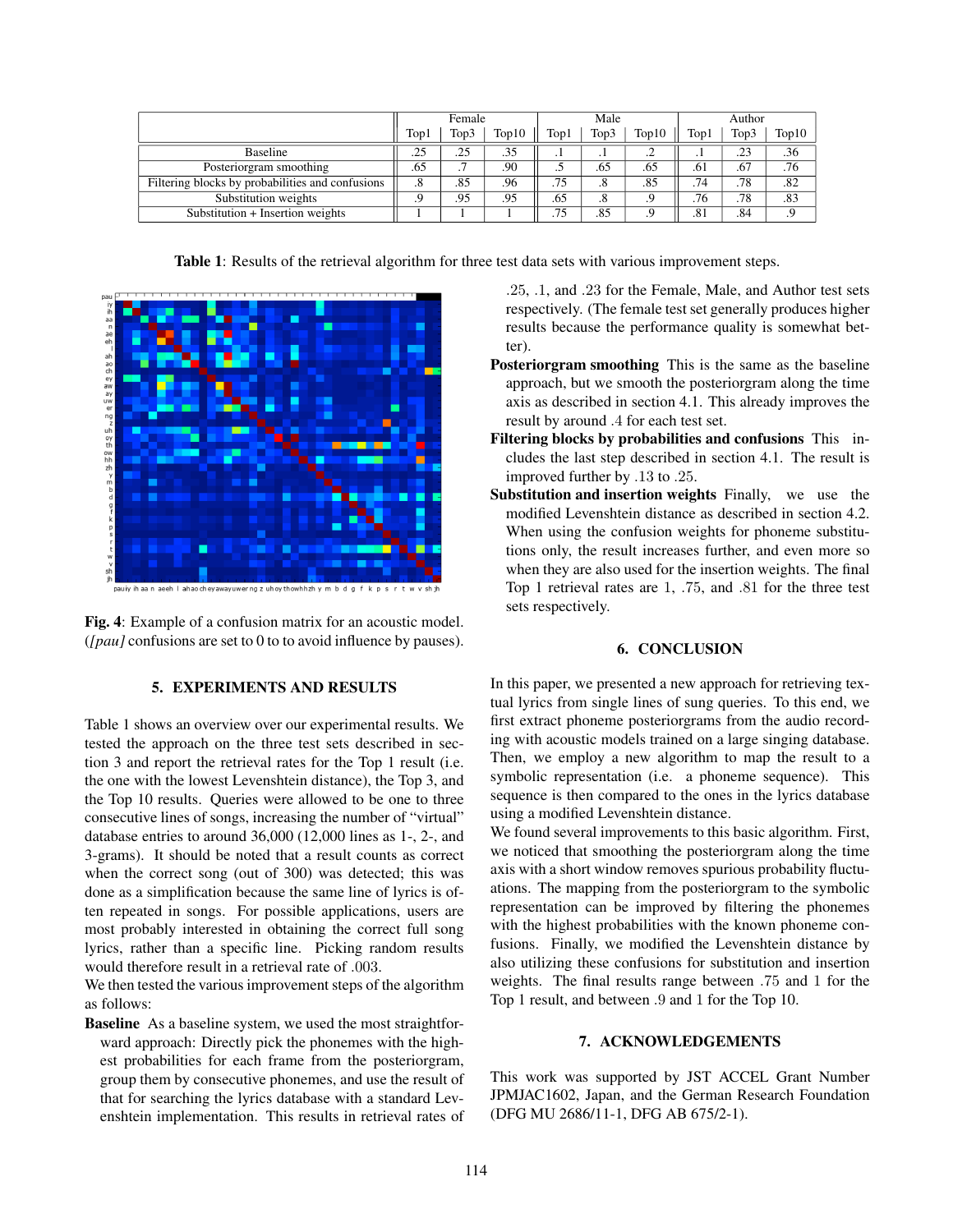| | Female | | | Male | | | Author | | |
|---|---|---|---|---|---|---|---|---|---|
| | Top1 | Top3 | Top10 | Top1 | Top3 | Top10 | Top1 | Top3 | Top10 |
| Baseline | .25 | .25 | .35 | .1 | .1 | .2 | .1 | .23 | .36 |
| Posteriorgram smoothing | .65 | .7 | .90 | .5 | .65 | .65 | .61 | .67 | .76 |
| Filtering blocks by probabilities and confusions | .8 | .85 | .96 | .75 | .8 | .85 | .74 | .78 | .82 |
| Substitution weights | .9 | .95 | .95 | .65 | .8 | .9 | .76 | .78 | .83 |
| Substitution + Insertion weights | 1 | 1 | 1 | .75 | .85 | .9 | .81 | .84 | .9 |

**Table 1**: Results of the retrieval algorithm for three test data sets with various improvement steps.

**Fig. 4**: Example of a confusion matrix for an acoustic model. (*[pau]* confusions are set to 0 to to avoid influence by pauses).

## 5. EXPERIMENTS AND RESULTS

Table 1 shows an overview over our experimental results. We tested the approach on the three test sets described in section 3 and report the retrieval rates for the Top 1 result (i.e. the one with the lowest Levenshtein distance), the Top 3, and the Top 10 results. Queries were allowed to be one to three consecutive lines of songs, increasing the number of "virtual" database entries to around 36,000 (12,000 lines as 1-, 2-, and 3-grams). It should be noted that a result counts as correct when the correct song (out of 300) was detected; this was done as a simplification because the same line of lyrics is often repeated in songs. For possible applications, users are most probably interested in obtaining the correct full song lyrics, rather than a specific line. Picking random results would therefore result in a retrieval rate of .003.

We then tested the various improvement steps of the algorithm as follows:

**Baseline** As a baseline system, we used the most straightforward approach: Directly pick the phonemes with the highest probabilities for each frame from the posteriorgram, group them by consecutive phonemes, and use the result of that for searching the lyrics database with a standard Levenshtein implementation. This results in retrieval rates of .25, .1, and .23 for the Female, Male, and Author test sets respectively. (The female test set generally produces higher results because the performance quality is somewhat better).

**Posteriorgram smoothing** This is the same as the baseline approach, but we smooth the posteriorgram along the time axis as described in section 4.1. This already improves the result by around .4 for each test set.

**Filtering blocks by probabilities and confusions** This includes the last step described in section 4.1. The result is improved further by .13 to .25.

**Substitution and insertion weights** Finally, we use the modified Levenshtein distance as described in section 4.2. When using the confusion weights for phoneme substitutions only, the result increases further, and even more so when they are also used for the insertion weights. The final Top 1 retrieval rates are 1, .75, and .81 for the three test sets respectively.

## 6. CONCLUSION

In this paper, we presented a new approach for retrieving textual lyrics from single lines of sung queries. To this end, we first extract phoneme posteriorgrams from the audio recording with acoustic models trained on a large singing database. Then, we employ a new algorithm to map the result to a symbolic representation (i.e. a phoneme sequence). This sequence is then compared to the ones in the lyrics database using a modified Levenshtein distance.

We found several improvements to this basic algorithm. First, we noticed that smoothing the posteriorgram along the time axis with a short window removes spurious probability fluctuations. The mapping from the posteriorgram to the symbolic representation can be improved by filtering the phonemes with the highest probabilities with the known phoneme confusions. Finally, we modified the Levenshtein distance by also utilizing these confusions for substitution and insertion weights. The final results range between .75 and 1 for the Top 1 result, and between .9 and 1 for the Top 10.

## 7. ACKNOWLEDGEMENTS

This work was supported by JST ACCEL Grant Number JPMJAC1602, Japan, and the German Research Foundation (DFG MU 2686/11-1, DFG AB 675/2-1).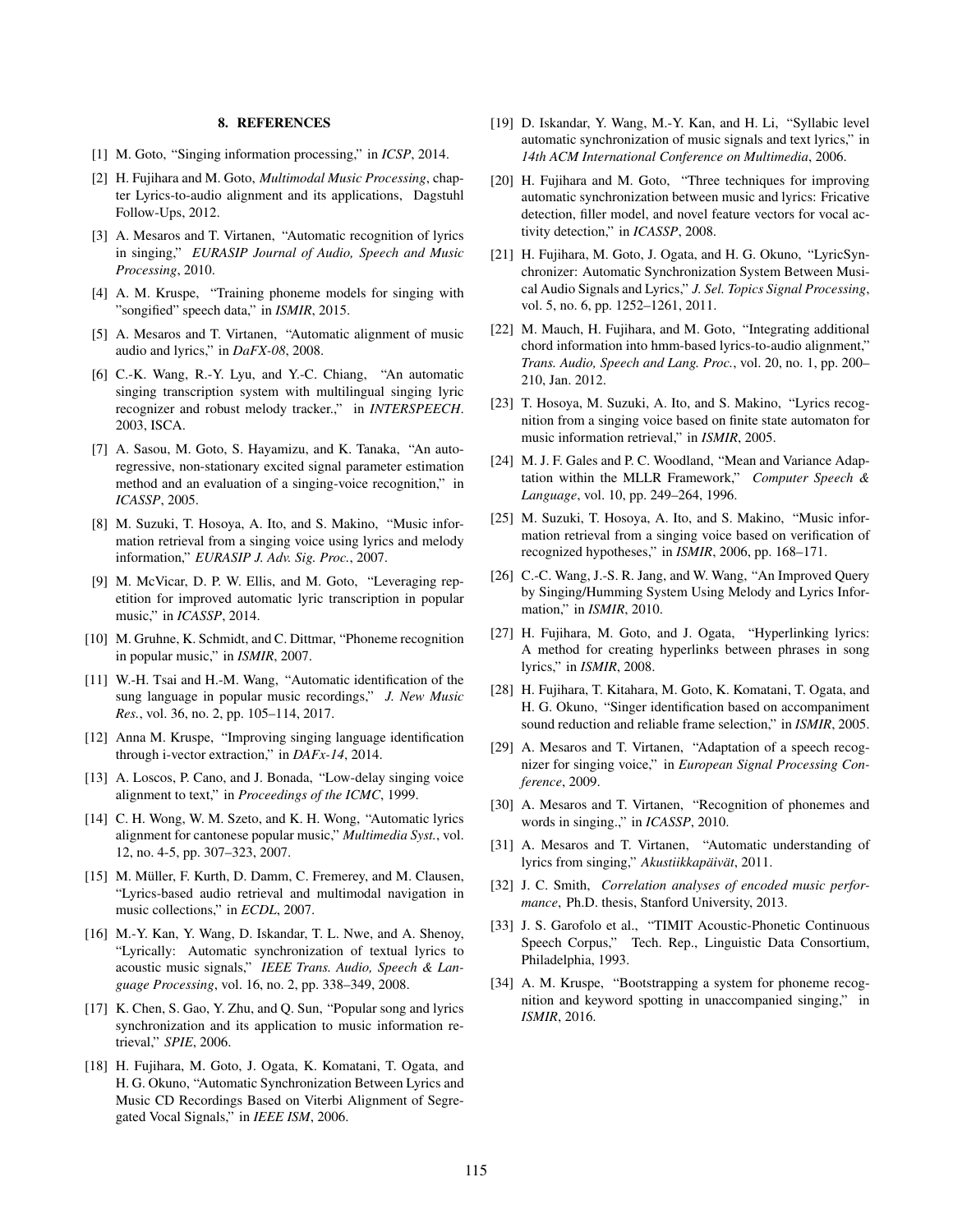## 8. REFERENCES

[1] M. Goto, "Singing information processing," in *ICSP*, 2014.

[2] H. Fujihara and M. Goto, *Multimodal Music Processing*, chapter Lyrics-to-audio alignment and its applications, Dagstuhl Follow-Ups, 2012.

[3] A. Mesaros and T. Virtanen, "Automatic recognition of lyrics in singing," *EURASIP Journal of Audio, Speech and Music Processing*, 2010.

[4] A. M. Kruspe, "Training phoneme models for singing with "songified" speech data," in *ISMIR*, 2015.

[5] A. Mesaros and T. Virtanen, "Automatic alignment of music audio and lyrics," in *DaFX-08*, 2008.

[6] C.-K. Wang, R.-Y. Lyu, and Y.-C. Chiang, "An automatic singing transcription system with multilingual singing lyric recognizer and robust melody tracker.," in *INTERSPEECH*. 2003, ISCA.

[7] A. Sasou, M. Goto, S. Hayamizu, and K. Tanaka, "An auto-regressive, non-stationary excited signal parameter estimation method and an evaluation of a singing-voice recognition," in *ICASSP*, 2005.

[8] M. Suzuki, T. Hosoya, A. Ito, and S. Makino, "Music information retrieval from a singing voice using lyrics and melody information," *EURASIP J. Adv. Sig. Proc.*, 2007.

[9] M. McVicar, D. P. W. Ellis, and M. Goto, "Leveraging repetition for improved automatic lyric transcription in popular music," in *ICASSP*, 2014.

[10] M. Gruhne, K. Schmidt, and C. Dittmar, "Phoneme recognition in popular music," in *ISMIR*, 2007.

[11] W.-H. Tsai and H.-M. Wang, "Automatic identification of the sung language in popular music recordings," *J. New Music Res.*, vol. 36, no. 2, pp. 105–114, 2017.

[12] Anna M. Kruspe, "Improving singing language identification through i-vector extraction," in *DAFx-14*, 2014.

[13] A. Loscos, P. Cano, and J. Bonada, "Low-delay singing voice alignment to text," in *Proceedings of the ICMC*, 1999.

[14] C. H. Wong, W. M. Szeto, and K. H. Wong, "Automatic lyrics alignment for cantonese popular music," *Multimedia Syst.*, vol. 12, no. 4-5, pp. 307–323, 2007.

[15] M. Müller, F. Kurth, D. Damm, C. Fremerey, and M. Clausen, "Lyrics-based audio retrieval and multimodal navigation in music collections," in *ECDL*, 2007.

[16] M.-Y. Kan, Y. Wang, D. Iskandar, T. L. Nwe, and A. Shenoy, "Lyrically: Automatic synchronization of textual lyrics to acoustic music signals," *IEEE Trans. Audio, Speech & Language Processing*, vol. 16, no. 2, pp. 338–349, 2008.

[17] K. Chen, S. Gao, Y. Zhu, and Q. Sun, "Popular song and lyrics synchronization and its application to music information retrieval," *SPIE*, 2006.

[18] H. Fujihara, M. Goto, J. Ogata, K. Komatani, T. Ogata, and H. G. Okuno, "Automatic Synchronization Between Lyrics and Music CD Recordings Based on Viterbi Alignment of Segregated Vocal Signals," in *IEEE ISM*, 2006.

[19] D. Iskandar, Y. Wang, M.-Y. Kan, and H. Li, "Syllabic level automatic synchronization of music signals and text lyrics," in *14th ACM International Conference on Multimedia*, 2006.

[20] H. Fujihara and M. Goto, "Three techniques for improving automatic synchronization between music and lyrics: Fricative detection, filler model, and novel feature vectors for vocal activity detection," in *ICASSP*, 2008.

[21] H. Fujihara, M. Goto, J. Ogata, and H. G. Okuno, "LyricSynchronizer: Automatic Synchronization System Between Musical Audio Signals and Lyrics," *J. Sel. Topics Signal Processing*, vol. 5, no. 6, pp. 1252–1261, 2011.

[22] M. Mauch, H. Fujihara, and M. Goto, "Integrating additional chord information into hmm-based lyrics-to-audio alignment," *Trans. Audio, Speech and Lang. Proc.*, vol. 20, no. 1, pp. 200–210, Jan. 2012.

[23] T. Hosoya, M. Suzuki, A. Ito, and S. Makino, "Lyrics recognition from a singing voice based on finite state automaton for music information retrieval," in *ISMIR*, 2005.

[24] M. J. F. Gales and P. C. Woodland, "Mean and Variance Adaptation within the MLLR Framework," *Computer Speech & Language*, vol. 10, pp. 249–264, 1996.

[25] M. Suzuki, T. Hosoya, A. Ito, and S. Makino, "Music information retrieval from a singing voice based on verification of recognized hypotheses," in *ISMIR*, 2006, pp. 168–171.

[26] C.-C. Wang, J.-S. R. Jang, and W. Wang, "An Improved Query by Singing/Humming System Using Melody and Lyrics Information," in *ISMIR*, 2010.

[27] H. Fujihara, M. Goto, and J. Ogata, "Hyperlinking lyrics: A method for creating hyperlinks between phrases in song lyrics," in *ISMIR*, 2008.

[28] H. Fujihara, T. Kitahara, M. Goto, K. Komatani, T. Ogata, and H. G. Okuno, "Singer identification based on accompaniment sound reduction and reliable frame selection," in *ISMIR*, 2005.

[29] A. Mesaros and T. Virtanen, "Adaptation of a speech recognizer for singing voice," in *European Signal Processing Conference*, 2009.

[30] A. Mesaros and T. Virtanen, "Recognition of phonemes and words in singing.," in *ICASSP*, 2010.

[31] A. Mesaros and T. Virtanen, "Automatic understanding of lyrics from singing," *Akustiikkapäivät*, 2011.

[32] J. C. Smith, *Correlation analyses of encoded music performance*, Ph.D. thesis, Stanford University, 2013.

[33] J. S. Garofolo et al., "TIMIT Acoustic-Phonetic Continuous Speech Corpus," Tech. Rep., Linguistic Data Consortium, Philadelphia, 1993.

[34] A. M. Kruspe, "Bootstrapping a system for phoneme recognition and keyword spotting in unaccompanied singing," in *ISMIR*, 2016.